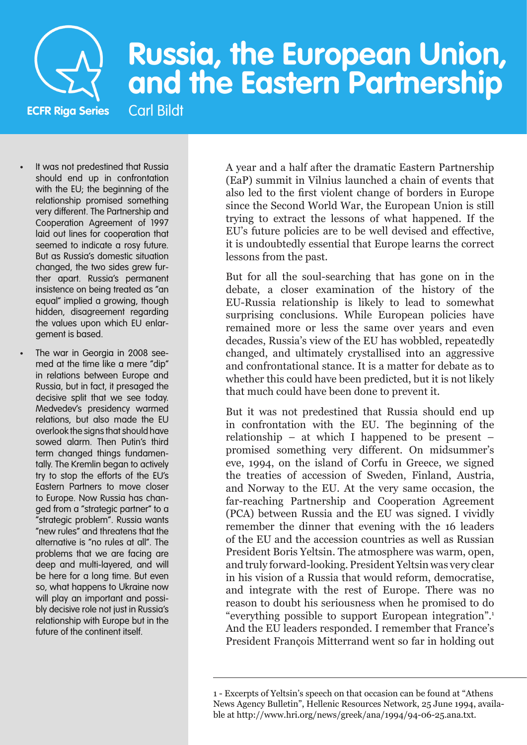ECFR Riga Series

# Russia, the European Union, and the Eastern Partnership

Carl Bildt

- It was not predestined that Russia should end up in confrontation with the EU; the beginning of the relationship promised something very different. The Partnership and Cooperation Agreement of 1997 laid out lines for cooperation that seemed to indicate a rosy future. But as Russia's domestic situation changed, the two sides grew further apart. Russia's permanent insistence on being treated as "an equal" implied a growing, though hidden, disagreement regarding the values upon which EU enlargement is based.
- The war in Georgia in 2008 seemed at the time like a mere "dip" in relations between Europe and Russia, but in fact, it presaged the decisive split that we see today. Medvedev's presidency warmed relations, but also made the EU overlook the signs that should have sowed alarm. Then Putin's third term changed things fundamentally. The Kremlin began to actively try to stop the efforts of the EU's Eastern Partners to move closer to Europe. Now Russia has changed from a "strategic partner" to a "strategic problem". Russia wants "new rules" and threatens that the alternative is "no rules at all". The problems that we are facing are deep and multi-layered, and will be here for a long time. But even so, what happens to Ukraine now will play an important and possibly decisive role not just in Russia's relationship with Europe but in the future of the continent itself.

A year and a half after the dramatic Eastern Partnership (EaP) summit in Vilnius launched a chain of events that also led to the first violent change of borders in Europe since the Second World War, the European Union is still trying to extract the lessons of what happened. If the EU's future policies are to be well devised and effective, it is undoubtedly essential that Europe learns the correct lessons from the past.

But for all the soul-searching that has gone on in the debate, a closer examination of the history of the EU-Russia relationship is likely to lead to somewhat surprising conclusions. While European policies have remained more or less the same over years and even decades, Russia's view of the EU has wobbled, repeatedly changed, and ultimately crystallised into an aggressive and confrontational stance. It is a matter for debate as to whether this could have been predicted, but it is not likely that much could have been done to prevent it.

But it was not predestined that Russia should end up in confrontation with the EU. The beginning of the relationship – at which I happened to be present – promised something very different. On midsummer's eve, 1994, on the island of Corfu in Greece, we signed the treaties of accession of Sweden, Finland, Austria, and Norway to the EU. At the very same occasion, the far-reaching Partnership and Cooperation Agreement (PCA) between Russia and the EU was signed. I vividly remember the dinner that evening with the 16 leaders of the EU and the accession countries as well as Russian President Boris Yeltsin. The atmosphere was warm, open, and truly forward-looking. President Yeltsin was very clear in his vision of a Russia that would reform, democratise, and integrate with the rest of Europe. There was no reason to doubt his seriousness when he promised to do "everything possible to support European integration".[1] And the EU leaders responded. I remember that France's President François Mitterrand went so far in holding out

1 - Excerpts of Yeltsin's speech on that occasion can be found at "Athens News Agency Bulletin", Hellenic Resources Network, 25 June 1994, available at http://www.hri.org/news/greek/ana/1994/94-06-25.ana.txt.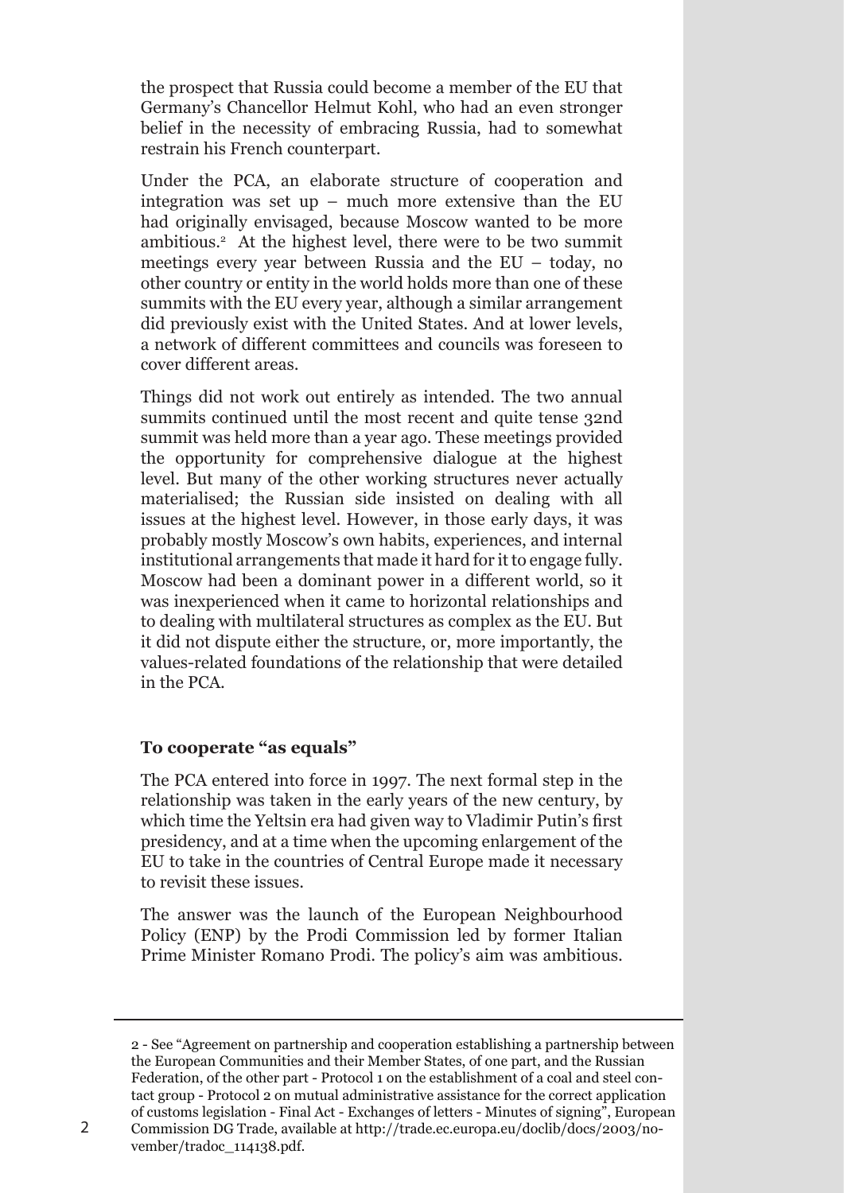the prospect that Russia could become a member of the EU that Germany's Chancellor Helmut Kohl, who had an even stronger belief in the necessity of embracing Russia, had to somewhat restrain his French counterpart.

Under the PCA, an elaborate structure of cooperation and integration was set up – much more extensive than the EU had originally envisaged, because Moscow wanted to be more ambitious.[2] At the highest level, there were to be two summit meetings every year between Russia and the EU – today, no other country or entity in the world holds more than one of these summits with the EU every year, although a similar arrangement did previously exist with the United States. And at lower levels, a network of different committees and councils was foreseen to cover different areas.

Things did not work out entirely as intended. The two annual summits continued until the most recent and quite tense 32nd summit was held more than a year ago. These meetings provided the opportunity for comprehensive dialogue at the highest level. But many of the other working structures never actually materialised; the Russian side insisted on dealing with all issues at the highest level. However, in those early days, it was probably mostly Moscow's own habits, experiences, and internal institutional arrangements that made it hard for it to engage fully. Moscow had been a dominant power in a different world, so it was inexperienced when it came to horizontal relationships and to dealing with multilateral structures as complex as the EU. But it did not dispute either the structure, or, more importantly, the values-related foundations of the relationship that were detailed in the PCA.

### To cooperate "as equals"

The PCA entered into force in 1997. The next formal step in the relationship was taken in the early years of the new century, by which time the Yeltsin era had given way to Vladimir Putin's first presidency, and at a time when the upcoming enlargement of the EU to take in the countries of Central Europe made it necessary to revisit these issues.

The answer was the launch of the European Neighbourhood Policy (ENP) by the Prodi Commission led by former Italian Prime Minister Romano Prodi. The policy's aim was ambitious.

---

2 - See "Agreement on partnership and cooperation establishing a partnership between the European Communities and their Member States, of one part, and the Russian Federation, of the other part - Protocol 1 on the establishment of a coal and steel contact group - Protocol 2 on mutual administrative assistance for the correct application of customs legislation - Final Act - Exchanges of letters - Minutes of signing", European Commission DG Trade, available at http://trade.ec.europa.eu/doclib/docs/2003/november/tradoc_114138.pdf.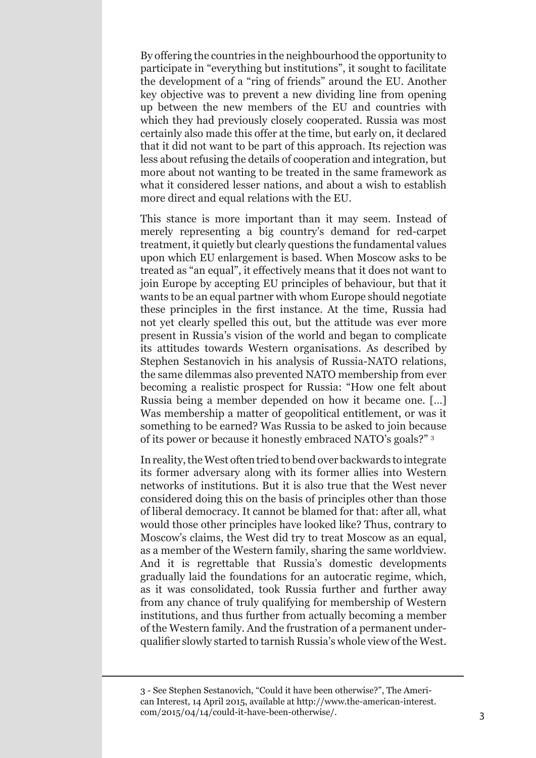By offering the countries in the neighbourhood the opportunity to participate in "everything but institutions", it sought to facilitate the development of a "ring of friends" around the EU. Another key objective was to prevent a new dividing line from opening up between the new members of the EU and countries with which they had previously closely cooperated. Russia was most certainly also made this offer at the time, but early on, it declared that it did not want to be part of this approach. Its rejection was less about refusing the details of cooperation and integration, but more about not wanting to be treated in the same framework as what it considered lesser nations, and about a wish to establish more direct and equal relations with the EU.

This stance is more important than it may seem. Instead of merely representing a big country's demand for red-carpet treatment, it quietly but clearly questions the fundamental values upon which EU enlargement is based. When Moscow asks to be treated as "an equal", it effectively means that it does not want to join Europe by accepting EU principles of behaviour, but that it wants to be an equal partner with whom Europe should negotiate these principles in the first instance. At the time, Russia had not yet clearly spelled this out, but the attitude was ever more present in Russia's vision of the world and began to complicate its attitudes towards Western organisations. As described by Stephen Sestanovich in his analysis of Russia-NATO relations, the same dilemmas also prevented NATO membership from ever becoming a realistic prospect for Russia: "How one felt about Russia being a member depended on how it became one. [...] Was membership a matter of geopolitical entitlement, or was it something to be earned? Was Russia to be asked to join because of its power or because it honestly embraced NATO's goals?" [3]

In reality, the West often tried to bend over backwards to integrate its former adversary along with its former allies into Western networks of institutions. But it is also true that the West never considered doing this on the basis of principles other than those of liberal democracy. It cannot be blamed for that: after all, what would those other principles have looked like? Thus, contrary to Moscow's claims, the West did try to treat Moscow as an equal, as a member of the Western family, sharing the same worldview. And it is regrettable that Russia's domestic developments gradually laid the foundations for an autocratic regime, which, as it was consolidated, took Russia further and further away from any chance of truly qualifying for membership of Western institutions, and thus further from actually becoming a member of the Western family. And the frustration of a permanent under-qualifier slowly started to tarnish Russia's whole view of the West.

---

3 - See Stephen Sestanovich, "Could it have been otherwise?", The American Interest, 14 April 2015, available at http://www.the-american-interest.com/2015/04/14/could-it-have-been-otherwise/.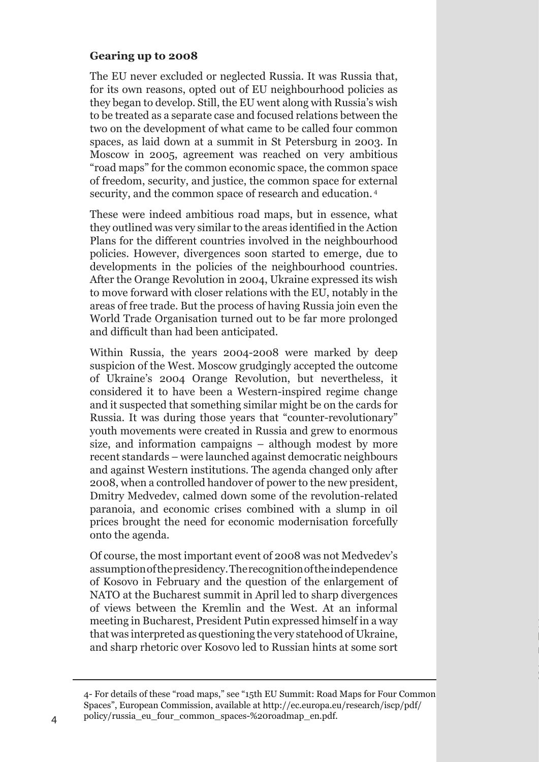### Gearing up to 2008

The EU never excluded or neglected Russia. It was Russia that, for its own reasons, opted out of EU neighbourhood policies as they began to develop. Still, the EU went along with Russia's wish to be treated as a separate case and focused relations between the two on the development of what came to be called four common spaces, as laid down at a summit in St Petersburg in 2003. In Moscow in 2005, agreement was reached on very ambitious "road maps" for the common economic space, the common space of freedom, security, and justice, the common space for external security, and the common space of research and education.[4]

These were indeed ambitious road maps, but in essence, what they outlined was very similar to the areas identified in the Action Plans for the different countries involved in the neighbourhood policies. However, divergences soon started to emerge, due to developments in the policies of the neighbourhood countries. After the Orange Revolution in 2004, Ukraine expressed its wish to move forward with closer relations with the EU, notably in the areas of free trade. But the process of having Russia join even the World Trade Organisation turned out to be far more prolonged and difficult than had been anticipated.

Within Russia, the years 2004-2008 were marked by deep suspicion of the West. Moscow grudgingly accepted the outcome of Ukraine's 2004 Orange Revolution, but nevertheless, it considered it to have been a Western-inspired regime change and it suspected that something similar might be on the cards for Russia. It was during those years that "counter-revolutionary" youth movements were created in Russia and grew to enormous size, and information campaigns – although modest by more recent standards – were launched against democratic neighbours and against Western institutions. The agenda changed only after 2008, when a controlled handover of power to the new president, Dmitry Medvedev, calmed down some of the revolution-related paranoia, and economic crises combined with a slump in oil prices brought the need for economic modernisation forcefully onto the agenda.

Of course, the most important event of 2008 was not Medvedev's assumption of the presidency. The recognition of the independence of Kosovo in February and the question of the enlargement of NATO at the Bucharest summit in April led to sharp divergences of views between the Kremlin and the West. At an informal meeting in Bucharest, President Putin expressed himself in a way that was interpreted as questioning the very statehood of Ukraine, and sharp rhetoric over Kosovo led to Russian hints at some sort

---

4- For details of these "road maps," see "15th EU Summit: Road Maps for Four Common Spaces", European Commission, available at http://ec.europa.eu/research/iscp/pdf/policy/russia_eu_four_common_spaces-%20roadmap_en.pdf.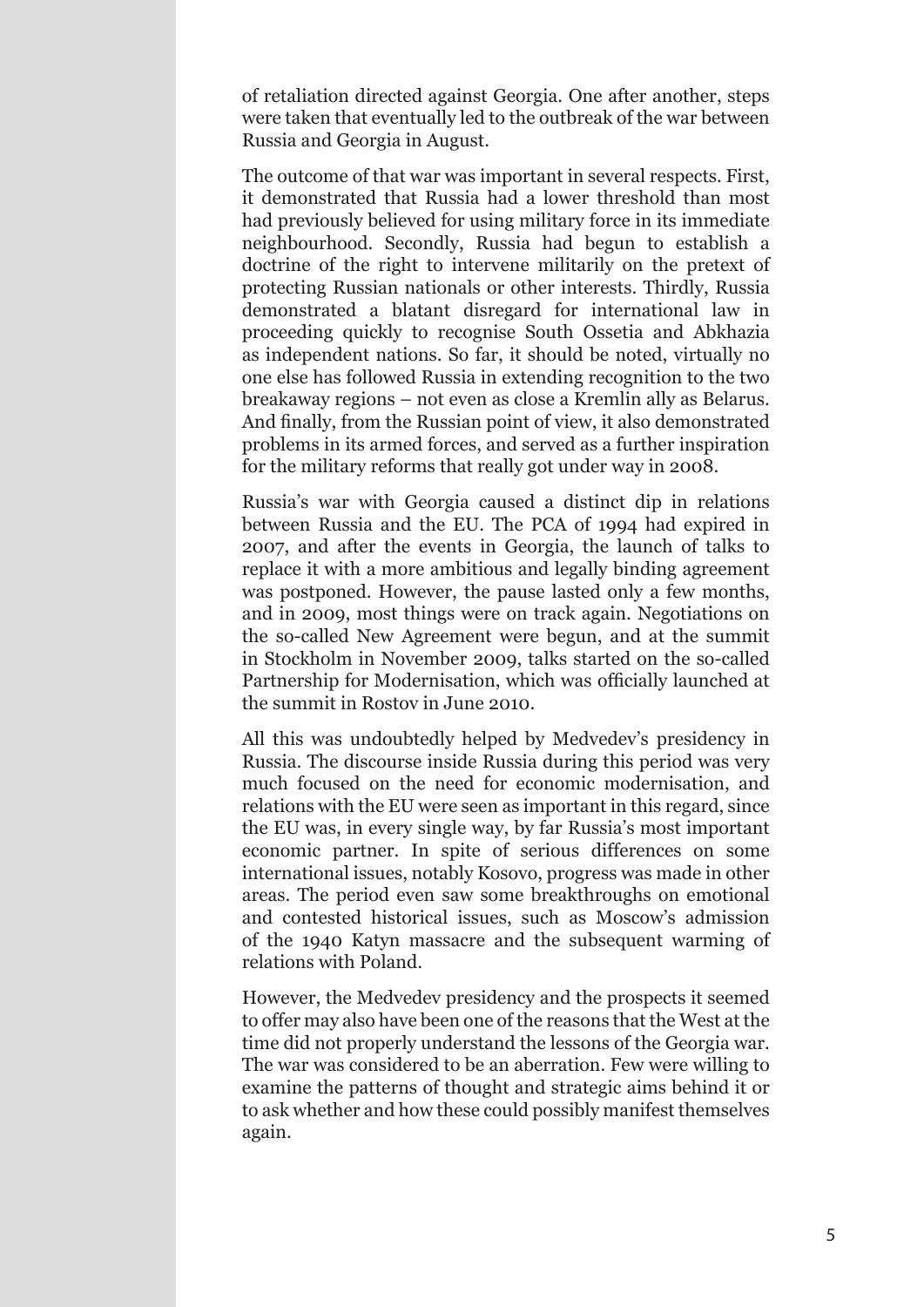of retaliation directed against Georgia. One after another, steps were taken that eventually led to the outbreak of the war between Russia and Georgia in August.

The outcome of that war was important in several respects. First, it demonstrated that Russia had a lower threshold than most had previously believed for using military force in its immediate neighbourhood. Secondly, Russia had begun to establish a doctrine of the right to intervene militarily on the pretext of protecting Russian nationals or other interests. Thirdly, Russia demonstrated a blatant disregard for international law in proceeding quickly to recognise South Ossetia and Abkhazia as independent nations. So far, it should be noted, virtually no one else has followed Russia in extending recognition to the two breakaway regions – not even as close a Kremlin ally as Belarus. And finally, from the Russian point of view, it also demonstrated problems in its armed forces, and served as a further inspiration for the military reforms that really got under way in 2008.

Russia's war with Georgia caused a distinct dip in relations between Russia and the EU. The PCA of 1994 had expired in 2007, and after the events in Georgia, the launch of talks to replace it with a more ambitious and legally binding agreement was postponed. However, the pause lasted only a few months, and in 2009, most things were on track again. Negotiations on the so-called New Agreement were begun, and at the summit in Stockholm in November 2009, talks started on the so-called Partnership for Modernisation, which was officially launched at the summit in Rostov in June 2010.

All this was undoubtedly helped by Medvedev's presidency in Russia. The discourse inside Russia during this period was very much focused on the need for economic modernisation, and relations with the EU were seen as important in this regard, since the EU was, in every single way, by far Russia's most important economic partner. In spite of serious differences on some international issues, notably Kosovo, progress was made in other areas. The period even saw some breakthroughs on emotional and contested historical issues, such as Moscow's admission of the 1940 Katyn massacre and the subsequent warming of relations with Poland.

However, the Medvedev presidency and the prospects it seemed to offer may also have been one of the reasons that the West at the time did not properly understand the lessons of the Georgia war. The war was considered to be an aberration. Few were willing to examine the patterns of thought and strategic aims behind it or to ask whether and how these could possibly manifest themselves again.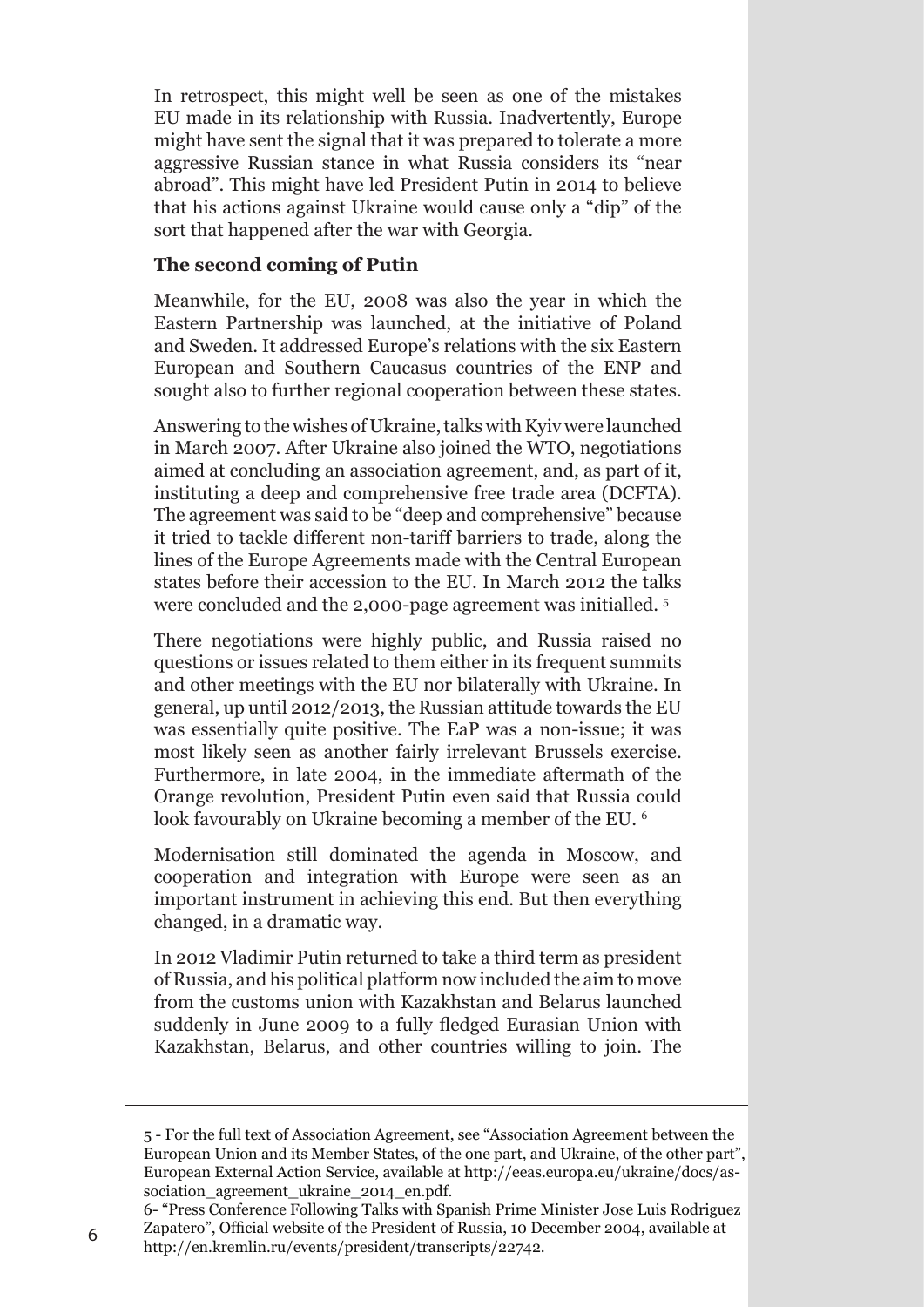In retrospect, this might well be seen as one of the mistakes EU made in its relationship with Russia. Inadvertently, Europe might have sent the signal that it was prepared to tolerate a more aggressive Russian stance in what Russia considers its "near abroad". This might have led President Putin in 2014 to believe that his actions against Ukraine would cause only a "dip" of the sort that happened after the war with Georgia.

**The second coming of Putin**

Meanwhile, for the EU, 2008 was also the year in which the Eastern Partnership was launched, at the initiative of Poland and Sweden. It addressed Europe's relations with the six Eastern European and Southern Caucasus countries of the ENP and sought also to further regional cooperation between these states.

Answering to the wishes of Ukraine, talks with Kyiv were launched in March 2007. After Ukraine also joined the WTO, negotiations aimed at concluding an association agreement, and, as part of it, instituting a deep and comprehensive free trade area (DCFTA). The agreement was said to be "deep and comprehensive" because it tried to tackle different non-tariff barriers to trade, along the lines of the Europe Agreements made with the Central European states before their accession to the EU. In March 2012 the talks were concluded and the 2,000-page agreement was initialled. [5]

There negotiations were highly public, and Russia raised no questions or issues related to them either in its frequent summits and other meetings with the EU nor bilaterally with Ukraine. In general, up until 2012/2013, the Russian attitude towards the EU was essentially quite positive. The EaP was a non-issue; it was most likely seen as another fairly irrelevant Brussels exercise. Furthermore, in late 2004, in the immediate aftermath of the Orange revolution, President Putin even said that Russia could look favourably on Ukraine becoming a member of the EU. [6]

Modernisation still dominated the agenda in Moscow, and cooperation and integration with Europe were seen as an important instrument in achieving this end. But then everything changed, in a dramatic way.

In 2012 Vladimir Putin returned to take a third term as president of Russia, and his political platform now included the aim to move from the customs union with Kazakhstan and Belarus launched suddenly in June 2009 to a fully fledged Eurasian Union with Kazakhstan, Belarus, and other countries willing to join. The

---

5 - For the full text of Association Agreement, see "Association Agreement between the European Union and its Member States, of the one part, and Ukraine, of the other part", European External Action Service, available at http://eeas.europa.eu/ukraine/docs/association_agreement_ukraine_2014_en.pdf.

6- "Press Conference Following Talks with Spanish Prime Minister Jose Luis Rodriguez Zapatero", Official website of the President of Russia, 10 December 2004, available at http://en.kremlin.ru/events/president/transcripts/22742.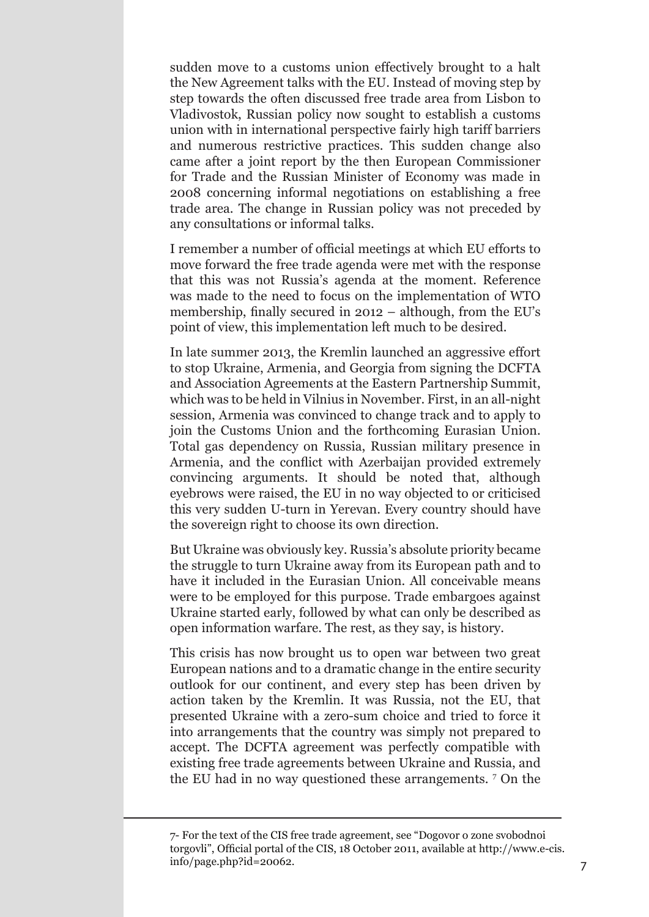sudden move to a customs union effectively brought to a halt the New Agreement talks with the EU. Instead of moving step by step towards the often discussed free trade area from Lisbon to Vladivostok, Russian policy now sought to establish a customs union with in international perspective fairly high tariff barriers and numerous restrictive practices. This sudden change also came after a joint report by the then European Commissioner for Trade and the Russian Minister of Economy was made in 2008 concerning informal negotiations on establishing a free trade area. The change in Russian policy was not preceded by any consultations or informal talks.

I remember a number of official meetings at which EU efforts to move forward the free trade agenda were met with the response that this was not Russia's agenda at the moment. Reference was made to the need to focus on the implementation of WTO membership, finally secured in 2012 – although, from the EU's point of view, this implementation left much to be desired.

In late summer 2013, the Kremlin launched an aggressive effort to stop Ukraine, Armenia, and Georgia from signing the DCFTA and Association Agreements at the Eastern Partnership Summit, which was to be held in Vilnius in November. First, in an all-night session, Armenia was convinced to change track and to apply to join the Customs Union and the forthcoming Eurasian Union. Total gas dependency on Russia, Russian military presence in Armenia, and the conflict with Azerbaijan provided extremely convincing arguments. It should be noted that, although eyebrows were raised, the EU in no way objected to or criticised this very sudden U-turn in Yerevan. Every country should have the sovereign right to choose its own direction.

But Ukraine was obviously key. Russia's absolute priority became the struggle to turn Ukraine away from its European path and to have it included in the Eurasian Union. All conceivable means were to be employed for this purpose. Trade embargoes against Ukraine started early, followed by what can only be described as open information warfare. The rest, as they say, is history.

This crisis has now brought us to open war between two great European nations and to a dramatic change in the entire security outlook for our continent, and every step has been driven by action taken by the Kremlin. It was Russia, not the EU, that presented Ukraine with a zero-sum choice and tried to force it into arrangements that the country was simply not prepared to accept. The DCFTA agreement was perfectly compatible with existing free trade agreements between Ukraine and Russia, and the EU had in no way questioned these arrangements. [7] On the

---

7- For the text of the CIS free trade agreement, see "Dogovor o zone svobodnoi torgovli", Official portal of the CIS, 18 October 2011, available at http://www.e-cis.info/page.php?id=20062.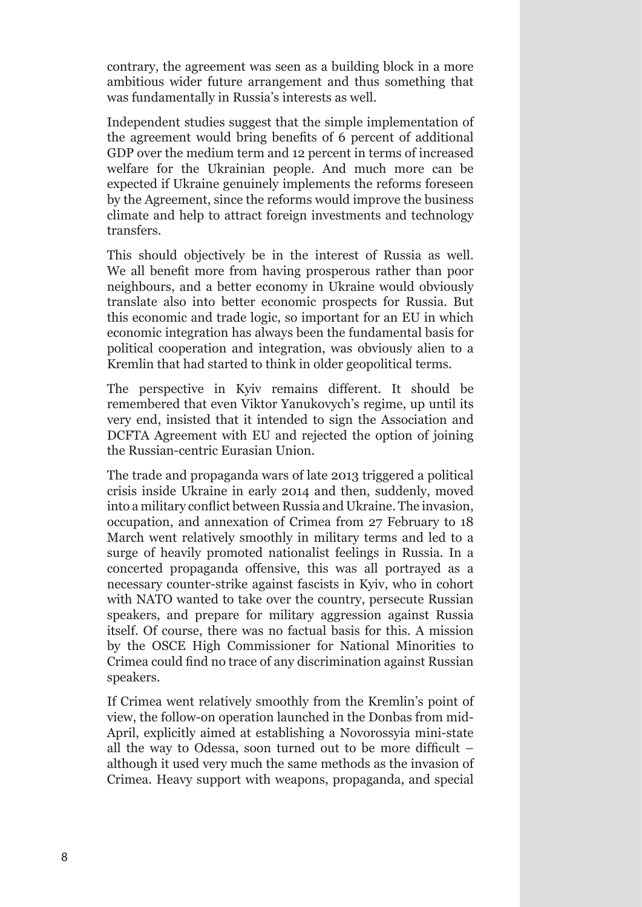contrary, the agreement was seen as a building block in a more ambitious wider future arrangement and thus something that was fundamentally in Russia's interests as well.

Independent studies suggest that the simple implementation of the agreement would bring benefits of 6 percent of additional GDP over the medium term and 12 percent in terms of increased welfare for the Ukrainian people. And much more can be expected if Ukraine genuinely implements the reforms foreseen by the Agreement, since the reforms would improve the business climate and help to attract foreign investments and technology transfers.

This should objectively be in the interest of Russia as well. We all benefit more from having prosperous rather than poor neighbours, and a better economy in Ukraine would obviously translate also into better economic prospects for Russia. But this economic and trade logic, so important for an EU in which economic integration has always been the fundamental basis for political cooperation and integration, was obviously alien to a Kremlin that had started to think in older geopolitical terms.

The perspective in Kyiv remains different. It should be remembered that even Viktor Yanukovych's regime, up until its very end, insisted that it intended to sign the Association and DCFTA Agreement with EU and rejected the option of joining the Russian-centric Eurasian Union.

The trade and propaganda wars of late 2013 triggered a political crisis inside Ukraine in early 2014 and then, suddenly, moved into a military conflict between Russia and Ukraine. The invasion, occupation, and annexation of Crimea from 27 February to 18 March went relatively smoothly in military terms and led to a surge of heavily promoted nationalist feelings in Russia. In a concerted propaganda offensive, this was all portrayed as a necessary counter-strike against fascists in Kyiv, who in cohort with NATO wanted to take over the country, persecute Russian speakers, and prepare for military aggression against Russia itself. Of course, there was no factual basis for this. A mission by the OSCE High Commissioner for National Minorities to Crimea could find no trace of any discrimination against Russian speakers.

If Crimea went relatively smoothly from the Kremlin's point of view, the follow-on operation launched in the Donbas from mid-April, explicitly aimed at establishing a Novorossyia mini-state all the way to Odessa, soon turned out to be more difficult – although it used very much the same methods as the invasion of Crimea. Heavy support with weapons, propaganda, and special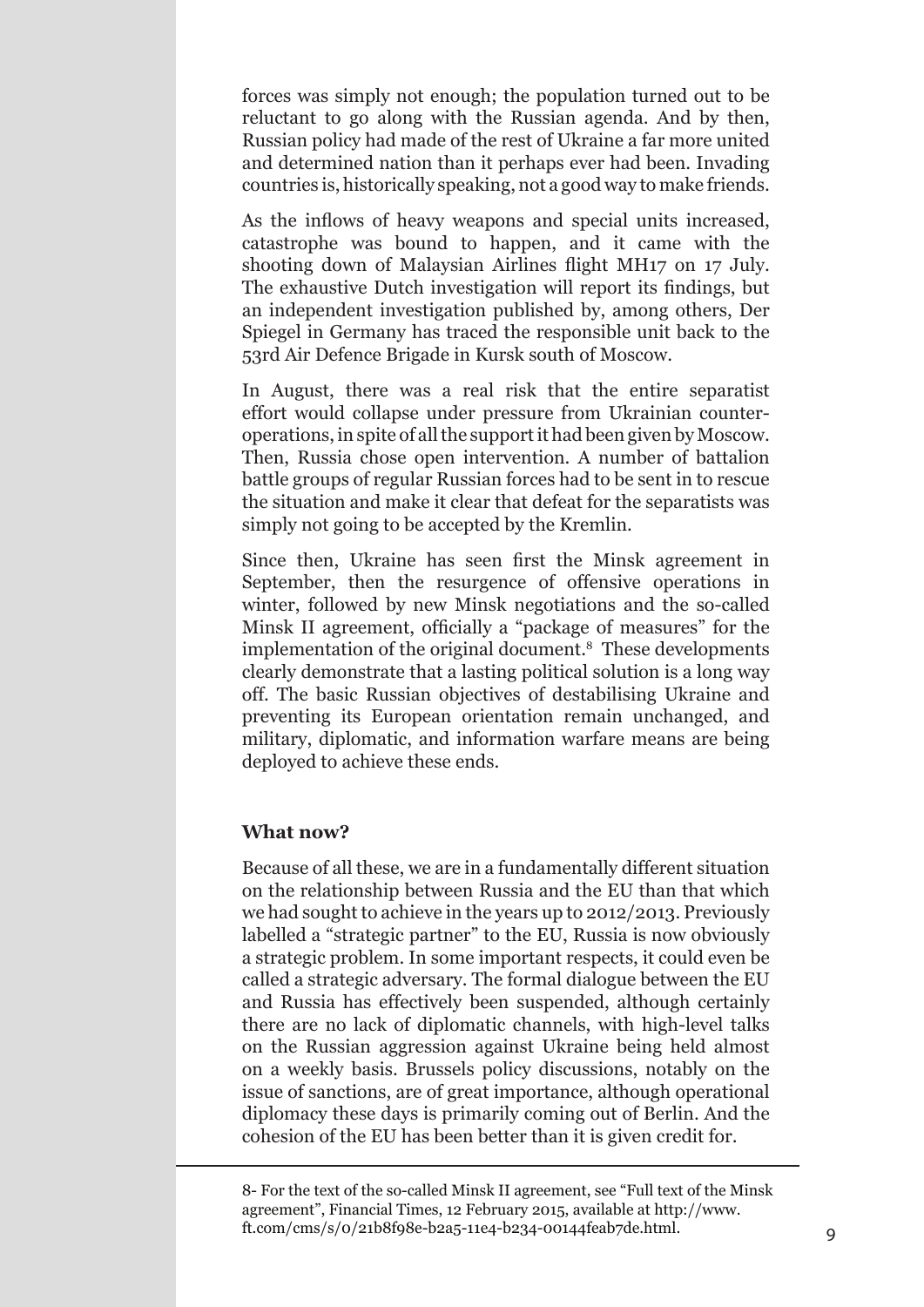forces was simply not enough; the population turned out to be reluctant to go along with the Russian agenda. And by then, Russian policy had made of the rest of Ukraine a far more united and determined nation than it perhaps ever had been. Invading countries is, historically speaking, not a good way to make friends.

As the inflows of heavy weapons and special units increased, catastrophe was bound to happen, and it came with the shooting down of Malaysian Airlines flight MH17 on 17 July. The exhaustive Dutch investigation will report its findings, but an independent investigation published by, among others, Der Spiegel in Germany has traced the responsible unit back to the 53rd Air Defence Brigade in Kursk south of Moscow.

In August, there was a real risk that the entire separatist effort would collapse under pressure from Ukrainian counter-operations, in spite of all the support it had been given by Moscow. Then, Russia chose open intervention. A number of battalion battle groups of regular Russian forces had to be sent in to rescue the situation and make it clear that defeat for the separatists was simply not going to be accepted by the Kremlin.

Since then, Ukraine has seen first the Minsk agreement in September, then the resurgence of offensive operations in winter, followed by new Minsk negotiations and the so-called Minsk II agreement, officially a "package of measures" for the implementation of the original document.[8] These developments clearly demonstrate that a lasting political solution is a long way off. The basic Russian objectives of destabilising Ukraine and preventing its European orientation remain unchanged, and military, diplomatic, and information warfare means are being deployed to achieve these ends.

**What now?**

Because of all these, we are in a fundamentally different situation on the relationship between Russia and the EU than that which we had sought to achieve in the years up to 2012/2013. Previously labelled a "strategic partner" to the EU, Russia is now obviously a strategic problem. In some important respects, it could even be called a strategic adversary. The formal dialogue between the EU and Russia has effectively been suspended, although certainly there are no lack of diplomatic channels, with high-level talks on the Russian aggression against Ukraine being held almost on a weekly basis. Brussels policy discussions, notably on the issue of sanctions, are of great importance, although operational diplomacy these days is primarily coming out of Berlin. And the cohesion of the EU has been better than it is given credit for.

---

8- For the text of the so-called Minsk II agreement, see "Full text of the Minsk agreement", Financial Times, 12 February 2015, available at http://www.ft.com/cms/s/0/21b8f98e-b2a5-11e4-b234-00144feab7de.html.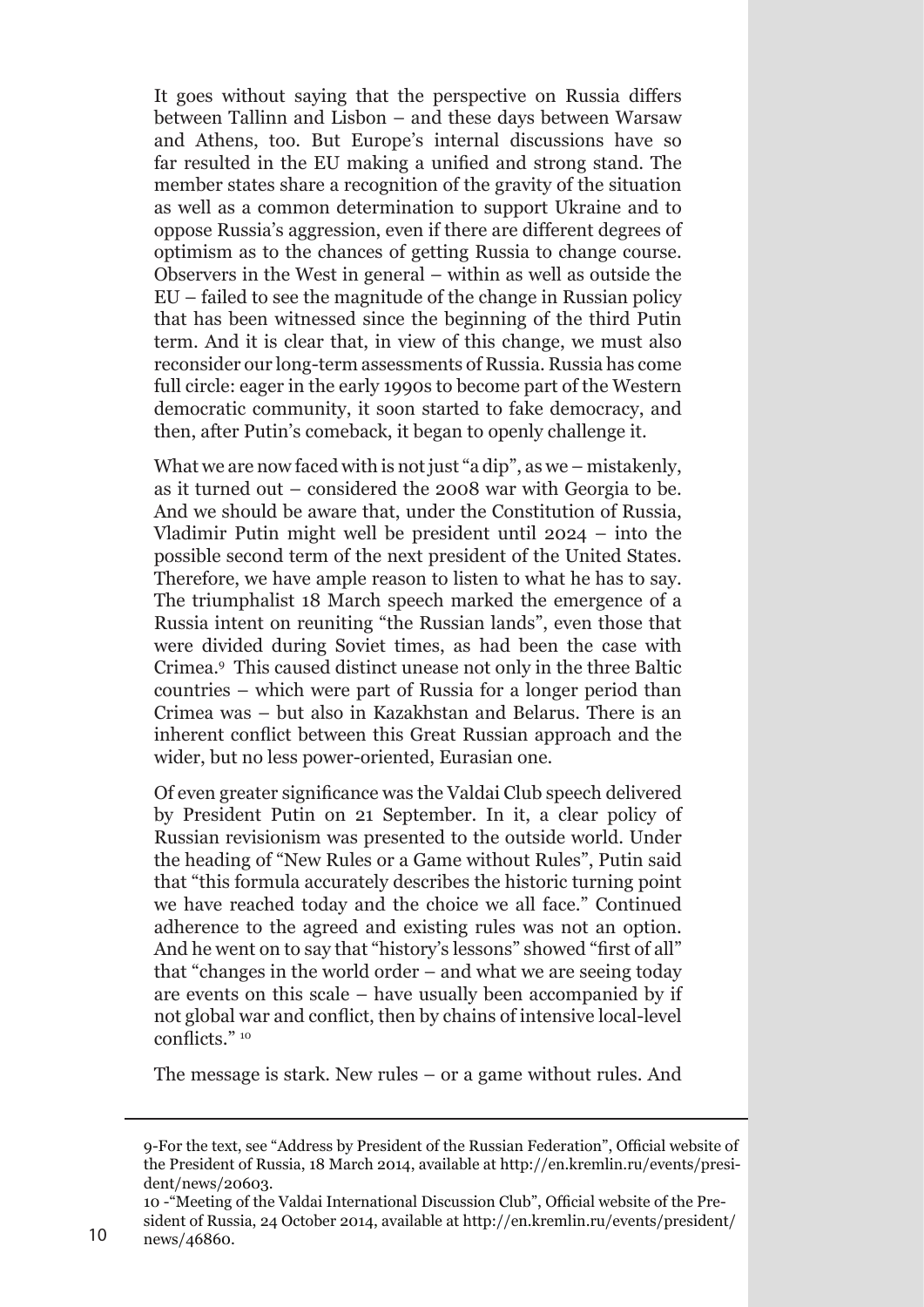It goes without saying that the perspective on Russia differs between Tallinn and Lisbon – and these days between Warsaw and Athens, too. But Europe's internal discussions have so far resulted in the EU making a unified and strong stand. The member states share a recognition of the gravity of the situation as well as a common determination to support Ukraine and to oppose Russia's aggression, even if there are different degrees of optimism as to the chances of getting Russia to change course. Observers in the West in general – within as well as outside the EU – failed to see the magnitude of the change in Russian policy that has been witnessed since the beginning of the third Putin term. And it is clear that, in view of this change, we must also reconsider our long-term assessments of Russia. Russia has come full circle: eager in the early 1990s to become part of the Western democratic community, it soon started to fake democracy, and then, after Putin's comeback, it began to openly challenge it.

What we are now faced with is not just "a dip", as we – mistakenly, as it turned out – considered the 2008 war with Georgia to be. And we should be aware that, under the Constitution of Russia, Vladimir Putin might well be president until 2024 – into the possible second term of the next president of the United States. Therefore, we have ample reason to listen to what he has to say. The triumphalist 18 March speech marked the emergence of a Russia intent on reuniting "the Russian lands", even those that were divided during Soviet times, as had been the case with Crimea.[9] This caused distinct unease not only in the three Baltic countries – which were part of Russia for a longer period than Crimea was – but also in Kazakhstan and Belarus. There is an inherent conflict between this Great Russian approach and the wider, but no less power-oriented, Eurasian one.

Of even greater significance was the Valdai Club speech delivered by President Putin on 21 September. In it, a clear policy of Russian revisionism was presented to the outside world. Under the heading of "New Rules or a Game without Rules", Putin said that "this formula accurately describes the historic turning point we have reached today and the choice we all face." Continued adherence to the agreed and existing rules was not an option. And he went on to say that "history's lessons" showed "first of all" that "changes in the world order – and what we are seeing today are events on this scale – have usually been accompanied by if not global war and conflict, then by chains of intensive local-level conflicts." [10]

The message is stark. New rules – or a game without rules. And

---

9-For the text, see "Address by President of the Russian Federation", Official website of the President of Russia, 18 March 2014, available at http://en.kremlin.ru/events/president/news/20603.

10 -"Meeting of the Valdai International Discussion Club", Official website of the President of Russia, 24 October 2014, available at http://en.kremlin.ru/events/president/news/46860.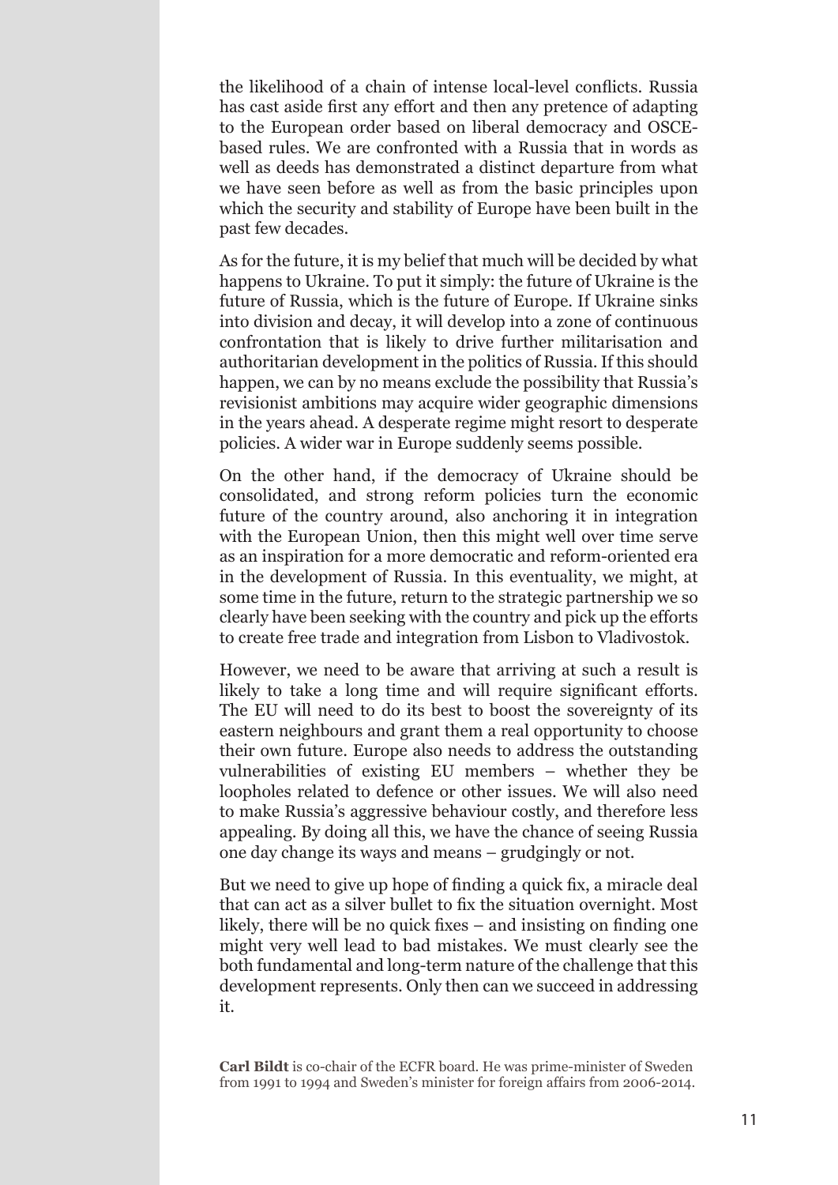the likelihood of a chain of intense local-level conflicts. Russia has cast aside first any effort and then any pretence of adapting to the European order based on liberal democracy and OSCE-based rules. We are confronted with a Russia that in words as well as deeds has demonstrated a distinct departure from what we have seen before as well as from the basic principles upon which the security and stability of Europe have been built in the past few decades.

As for the future, it is my belief that much will be decided by what happens to Ukraine. To put it simply: the future of Ukraine is the future of Russia, which is the future of Europe. If Ukraine sinks into division and decay, it will develop into a zone of continuous confrontation that is likely to drive further militarisation and authoritarian development in the politics of Russia. If this should happen, we can by no means exclude the possibility that Russia's revisionist ambitions may acquire wider geographic dimensions in the years ahead. A desperate regime might resort to desperate policies. A wider war in Europe suddenly seems possible.

On the other hand, if the democracy of Ukraine should be consolidated, and strong reform policies turn the economic future of the country around, also anchoring it in integration with the European Union, then this might well over time serve as an inspiration for a more democratic and reform-oriented era in the development of Russia. In this eventuality, we might, at some time in the future, return to the strategic partnership we so clearly have been seeking with the country and pick up the efforts to create free trade and integration from Lisbon to Vladivostok.

However, we need to be aware that arriving at such a result is likely to take a long time and will require significant efforts. The EU will need to do its best to boost the sovereignty of its eastern neighbours and grant them a real opportunity to choose their own future. Europe also needs to address the outstanding vulnerabilities of existing EU members – whether they be loopholes related to defence or other issues. We will also need to make Russia's aggressive behaviour costly, and therefore less appealing. By doing all this, we have the chance of seeing Russia one day change its ways and means – grudgingly or not.

But we need to give up hope of finding a quick fix, a miracle deal that can act as a silver bullet to fix the situation overnight. Most likely, there will be no quick fixes – and insisting on finding one might very well lead to bad mistakes. We must clearly see the both fundamental and long-term nature of the challenge that this development represents. Only then can we succeed in addressing it.

**Carl Bildt** is co-chair of the ECFR board. He was prime-minister of Sweden from 1991 to 1994 and Sweden's minister for foreign affairs from 2006-2014.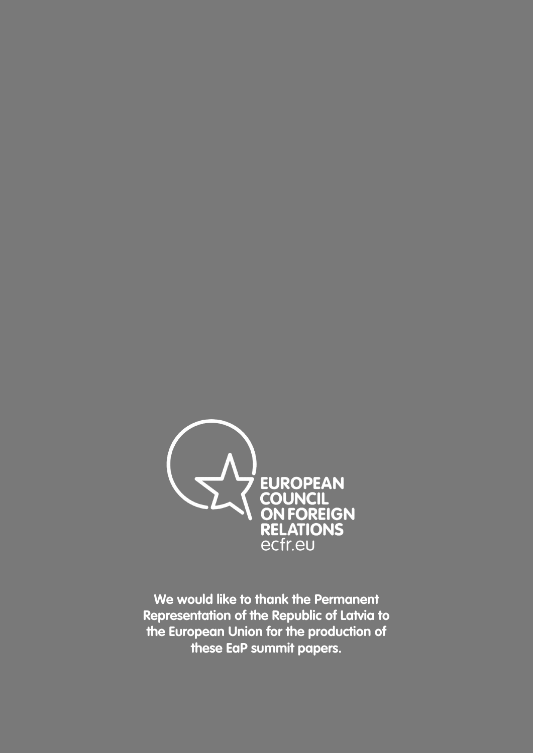EUROPEAN COUNCIL ON FOREIGN RELATIONS
ecfr.eu

**We would like to thank the Permanent Representation of the Republic of Latvia to the European Union for the production of these EaP summit papers.**